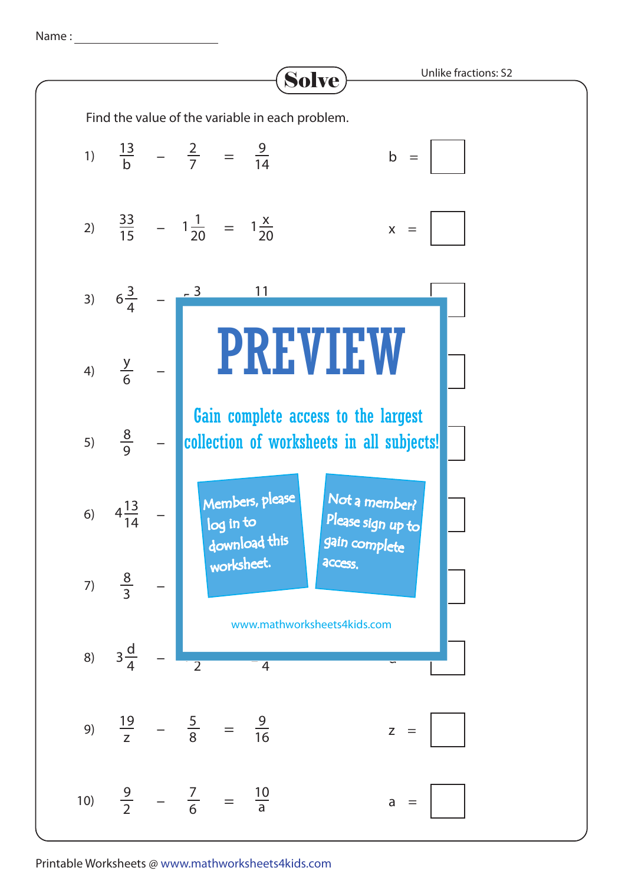Name : ______________________

# Solve

Unlike fractions: S2

Find the value of the variable in each problem.

1) $\frac{13}{b} - \frac{2}{7} = \frac{9}{14}$ b =

2) $\frac{33}{15} - 1\frac{1}{20} = 1\frac{x}{20}$ x =

3) $6\frac{3}{4}$ – 3 11

4) $\frac{y}{6}$ –

5) $\frac{8}{9}$ –

6) $4\frac{13}{14}$ –

7) $\frac{8}{3}$ –

8) $3\frac{d}{4}$ – 2 4

9) $\frac{19}{z} - \frac{5}{8} = \frac{9}{16}$ z =

10) $\frac{9}{2} - \frac{7}{6} = \frac{10}{a}$ a =

PREVIEW

Gain complete access to the largest collection of worksheets in all subjects!

Members, please log in to download this worksheet.

Not a member? Please sign up to gain complete access.

www.mathworksheets4kids.com

Printable Worksheets @ www.mathworksheets4kids.com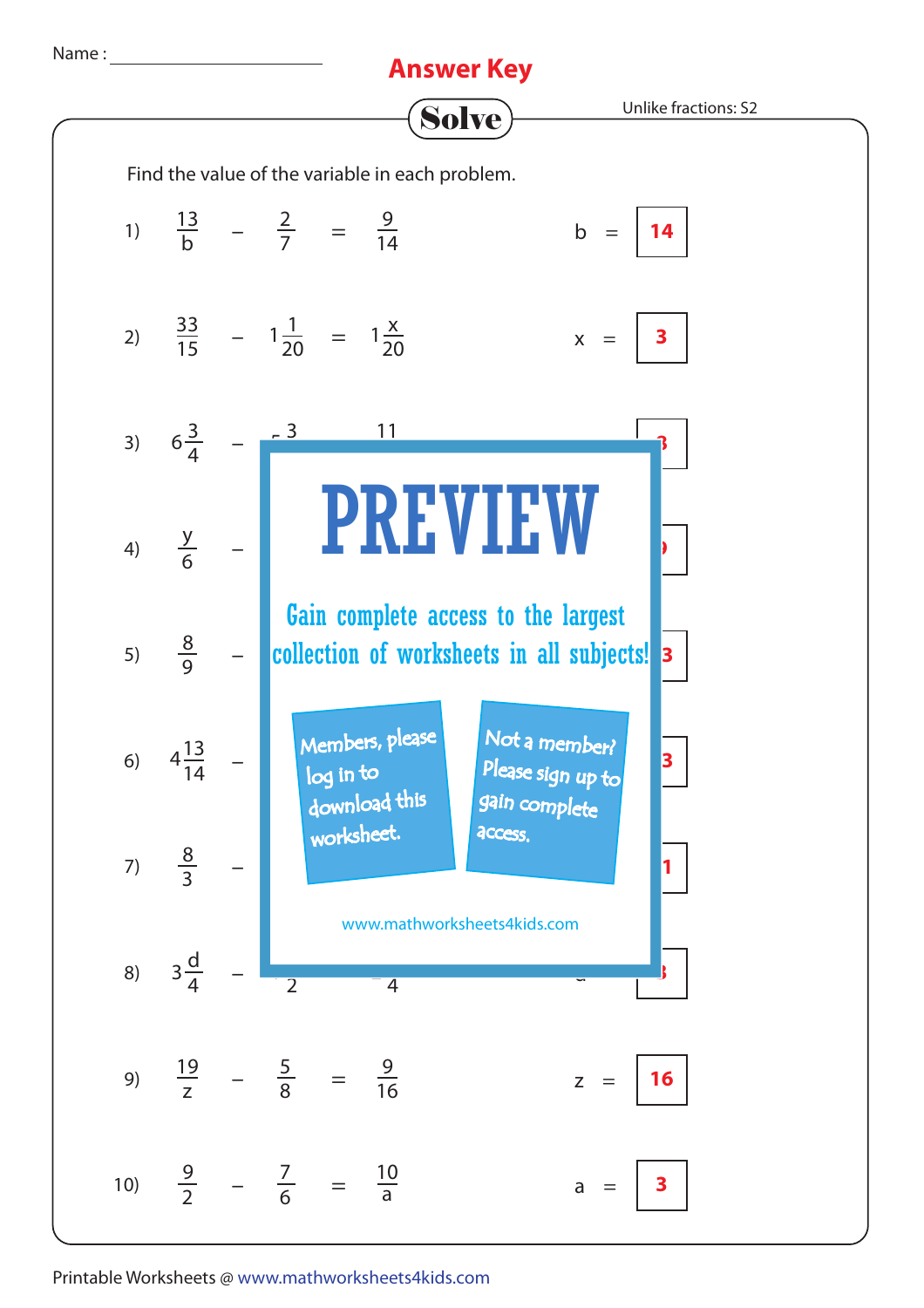Name : ____________________

**Answer Key**

# Solve

Unlike fractions: S2

Find the value of the variable in each problem.

1) $\frac{13}{b} - \frac{2}{7} = \frac{9}{14}$ b = **14**

2) $\frac{33}{15} - 1\frac{1}{20} = 1\frac{x}{20}$ x = **3**

3) $6\frac{3}{4} - $ ...

4) $\frac{y}{6} - $ ...

5) $\frac{8}{9} - $ ... **3**

6) $4\frac{13}{14} - $ ... **3**

7) $\frac{8}{3} - $ ... **1**

8) $3\frac{d}{4} - $ ...

9) $\frac{19}{z} - \frac{5}{8} = \frac{9}{16}$ z = **16**

10) $\frac{9}{2} - \frac{7}{6} = \frac{10}{a}$ a = **3**

PREVIEW

Gain complete access to the largest collection of worksheets in all subjects!

Members, please log in to download this worksheet.

Not a member? Please sign up to gain complete access.

www.mathworksheets4kids.com

Printable Worksheets @ www.mathworksheets4kids.com